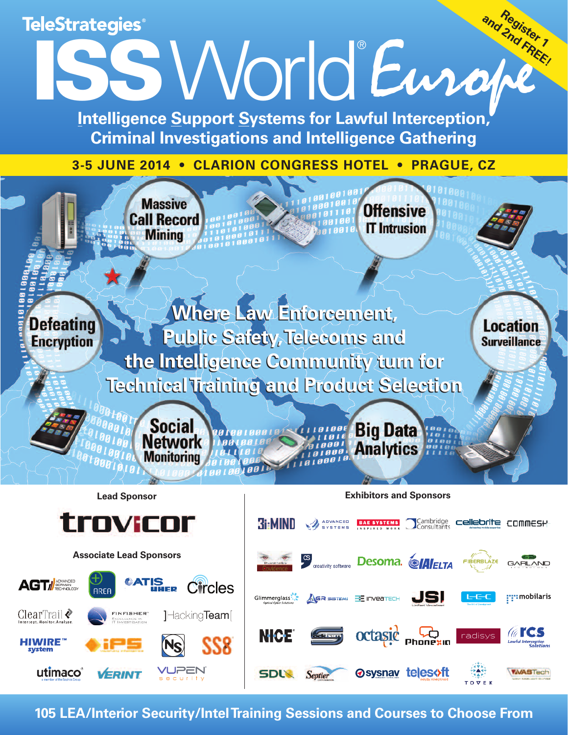TeleStrategies®

# ISS World® Europe

Register 1 and 2nd FREE!

## Intelligence Support Systems for Lawful Interception, Criminal Investigations and Intelligence Gathering

**3-5 JUNE 2014 • CLARION CONGRESS HOTEL • PRAGUE, CZ**

Massive Call Record Mining

Offensive IT Intrusion

Defeating Encryption

Location Surveillance

Social Network Monitoring

Big Data Analytics

**Where Law Enforcement, Public Safety, Telecoms and the Intelligence Community turn for Technical Training and Product Selection**

**Lead Sponsor**

trovicor

**Associate Lead Sponsors**

AGT Advanced German Technology, AREA, ATIS UHER, Circles, ClearTrail, FinFisher, HackingTeam, HIWIRE system, iPS, NS, SS8, utimaco, VERINT, VUPEN security

**Exhibitors and Sponsors**

3i-MIND, Advanced Systems, BAE Systems, Cambridge Consultants, cellebrite, COMMESH, Covidence, creativity software, Desoma, IAI ELTA, FIBERBLAZE, GARLAND, Glimmerglass, AGR Sistemi, inveaTECH, JSI, LEC, mobilaris, NICE, Sciteum, octasic, PhoneXia, radisys, rcs, SDL, Septier, sysnav, telesoft, TOVEK, WASTech

**105 LEA/Interior Security/Intel Training Sessions and Courses to Choose From**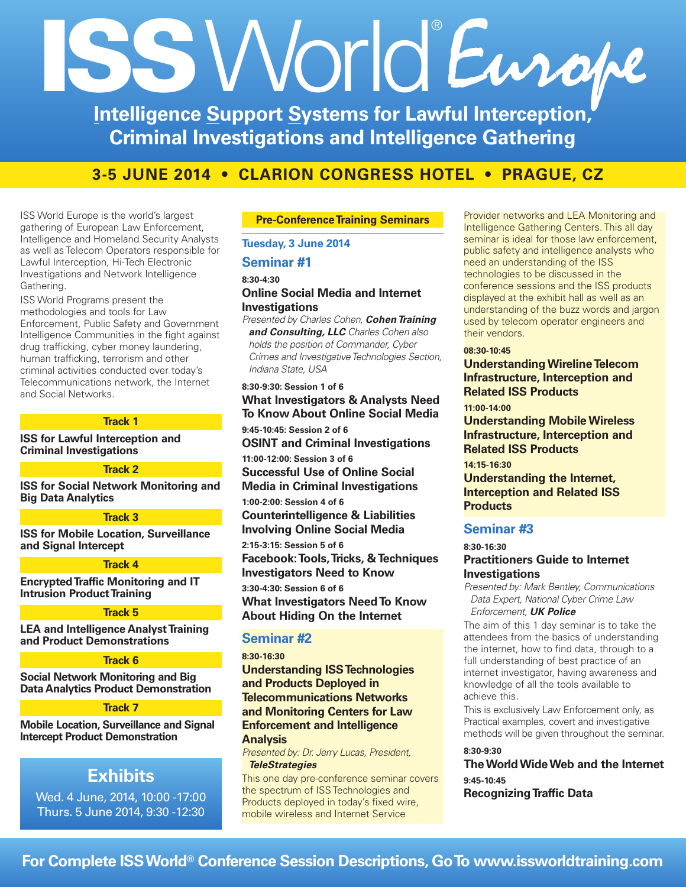# ISS World® Europe

## Intelligence Support Systems for Lawful Interception, Criminal Investigations and Intelligence Gathering

**3-5 JUNE 2014 • CLARION CONGRESS HOTEL • PRAGUE, CZ**

ISS World Europe is the world's largest gathering of European Law Enforcement, Intelligence and Homeland Security Analysts as well as Telecom Operators responsible for Lawful Interception, Hi-Tech Electronic Investigations and Network Intelligence Gathering.

ISS World Programs present the methodologies and tools for Law Enforcement, Public Safety and Government Intelligence Communities in the fight against drug trafficking, cyber money laundering, human trafficking, terrorism and other criminal activities conducted over today's Telecommunications network, the Internet and Social Networks.

**Track 1**

**ISS for Lawful Interception and Criminal Investigations**

**Track 2**

**ISS for Social Network Monitoring and Big Data Analytics**

**Track 3**

**ISS for Mobile Location, Surveillance and Signal Intercept**

**Track 4**

**Encrypted Traffic Monitoring and IT Intrusion Product Training**

**Track 5**

**LEA and Intelligence Analyst Training and Product Demonstrations**

**Track 6**

**Social Network Monitoring and Big Data Analytics Product Demonstration**

**Track 7**

**Mobile Location, Surveillance and Signal Intercept Product Demonstration**

## Exhibits

Wed. 4 June, 2014, 10:00 -17:00

Thurs. 5 June 2014, 9:30 -12:30

**Pre-Conference Training Seminars**

**Tuesday, 3 June 2014**

### Seminar #1

**8:30-4:30**

**Online Social Media and Internet Investigations**

*Presented by Charles Cohen, **Cohen Training and Consulting, LLC** Charles Cohen also holds the position of Commander, Cyber Crimes and Investigative Technologies Section, Indiana State, USA*

**8:30-9:30: Session 1 of 6**

**What Investigators & Analysts Need To Know About Online Social Media**

**9:45-10:45: Session 2 of 6**

**OSINT and Criminal Investigations**

**11:00-12:00: Session 3 of 6**

**Successful Use of Online Social Media in Criminal Investigations**

**1:00-2:00: Session 4 of 6**

**Counterintelligence & Liabilities Involving Online Social Media**

**2:15-3:15: Session 5 of 6**

**Facebook: Tools, Tricks, & Techniques Investigators Need to Know**

**3:30-4:30: Session 6 of 6**

**What Investigators Need To Know About Hiding On the Internet**

### Seminar #2

**8:30-16:30**

**Understanding ISS Technologies and Products Deployed in Telecommunications Networks and Monitoring Centers for Law Enforcement and Intelligence Analysis**

*Presented by: Dr. Jerry Lucas, President, **TeleStrategies***

This one day pre-conference seminar covers the spectrum of ISS Technologies and Products deployed in today's fixed wire, mobile wireless and Internet Service Provider networks and LEA Monitoring and Intelligence Gathering Centers. This all day seminar is ideal for those law enforcement, public safety and intelligence analysts who need an understanding of the ISS technologies to be discussed in the conference sessions and the ISS products displayed at the exhibit hall as well as an understanding of the buzz words and jargon used by telecom operator engineers and their vendors.

**08:30-10:45**

**Understanding Wireline Telecom Infrastructure, Interception and Related ISS Products**

**11:00-14:00**

**Understanding Mobile Wireless Infrastructure, Interception and Related ISS Products**

**14:15-16:30**

**Understanding the Internet, Interception and Related ISS Products**

### Seminar #3

**8:30-16:30**

**Practitioners Guide to Internet Investigations**

*Presented by: Mark Bentley, Communications Data Expert, National Cyber Crime Law Enforcement, **UK Police***

The aim of this 1 day seminar is to take the attendees from the basics of understanding the internet, how to find data, through to a full understanding of best practice of an internet investigator, having awareness and knowledge of all the tools available to achieve this.

This is exclusively Law Enforcement only, as Practical examples, covert and investigative methods will be given throughout the seminar.

**8:30-9:30**

**The World Wide Web and the Internet**

**9:45-10:45**

**Recognizing Traffic Data**

**For Complete ISS World® Conference Session Descriptions, Go To www.issworldtraining.com**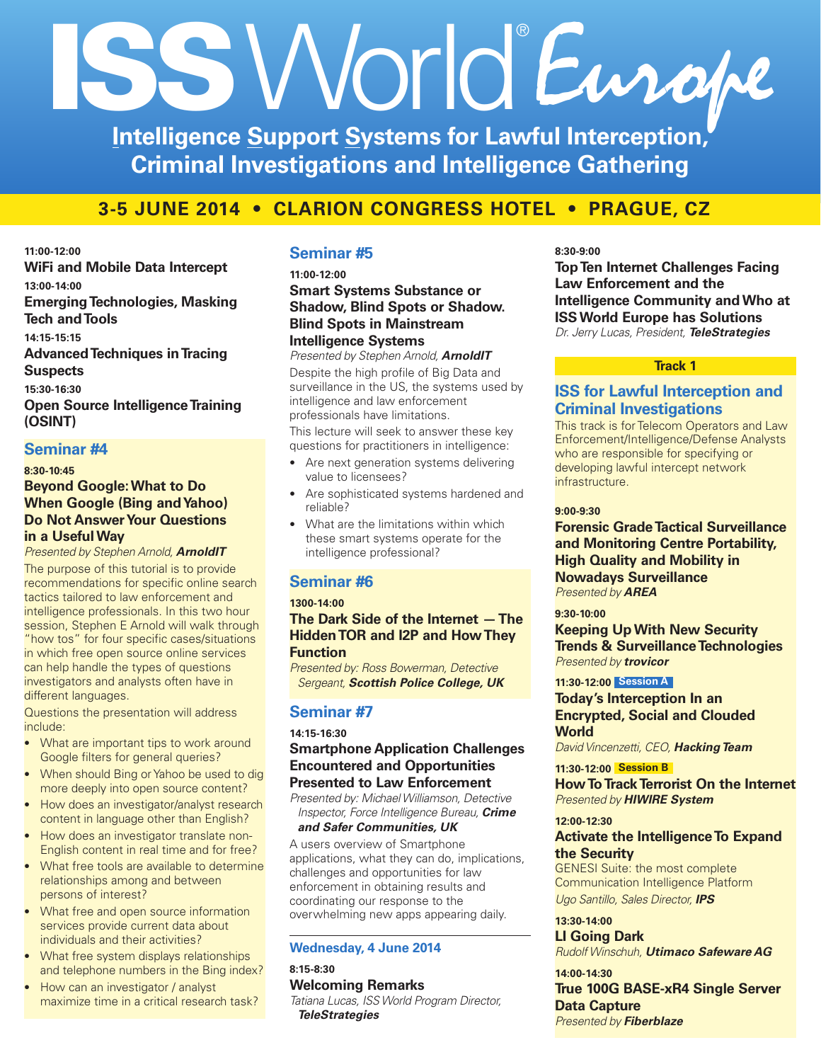# ISS World Europe

**Intelligence Support Systems for Lawful Interception, Criminal Investigations and Intelligence Gathering**

**3-5 JUNE 2014 • CLARION CONGRESS HOTEL • PRAGUE, CZ**

**11:00-12:00**
**WiFi and Mobile Data Intercept**

**13:00-14:00**
**Emerging Technologies, Masking Tech and Tools**

**14:15-15:15**
**Advanced Techniques in Tracing Suspects**

**15:30-16:30**
**Open Source Intelligence Training (OSINT)**

## Seminar #4

**8:30-10:45**
**Beyond Google: What to Do When Google (Bing and Yahoo) Do Not Answer Your Questions in a Useful Way**
*Presented by Stephen Arnold, **ArnoldIT***

The purpose of this tutorial is to provide recommendations for specific online search tactics tailored to law enforcement and intelligence professionals. In this two hour session, Stephen E Arnold will walk through "how tos" for four specific cases/situations in which free open source online services can help handle the types of questions investigators and analysts often have in different languages.

Questions the presentation will address include:

- What are important tips to work around Google filters for general queries?
- When should Bing or Yahoo be used to dig more deeply into open source content?
- How does an investigator/analyst research content in language other than English?
- How does an investigator translate non-English content in real time and for free?
- What free tools are available to determine relationships among and between persons of interest?
- What free and open source information services provide current data about individuals and their activities?
- What free system displays relationships and telephone numbers in the Bing index?
- How can an investigator / analyst maximize time in a critical research task?

## Seminar #5

**11:00-12:00**
**Smart Systems Substance or Shadow, Blind Spots or Shadow. Blind Spots in Mainstream Intelligence Systems**
*Presented by Stephen Arnold, **ArnoldIT***

Despite the high profile of Big Data and surveillance in the US, the systems used by intelligence and law enforcement professionals have limitations.

This lecture will seek to answer these key questions for practitioners in intelligence:

- Are next generation systems delivering value to licensees?
- Are sophisticated systems hardened and reliable?
- What are the limitations within which these smart systems operate for the intelligence professional?

## Seminar #6

**1300-14:00**
**The Dark Side of the Internet — The Hidden TOR and I2P and How They Function**
*Presented by: Ross Bowerman, Detective Sergeant, **Scottish Police College, UK***

## Seminar #7

**14:15-16:30**
**Smartphone Application Challenges Encountered and Opportunities Presented to Law Enforcement**
*Presented by: Michael Williamson, Detective Inspector, Force Intelligence Bureau, **Crime and Safer Communities, UK***

A users overview of Smartphone applications, what they can do, implications, challenges and opportunities for law enforcement in obtaining results and coordinating our response to the overwhelming new apps appearing daily.

## Wednesday, 4 June 2014

**8:15-8:30**
**Welcoming Remarks**
*Tatiana Lucas, ISS World Program Director, **TeleStrategies***

**8:30-9:00**
**Top Ten Internet Challenges Facing Law Enforcement and the Intelligence Community and Who at ISS World Europe has Solutions**
*Dr. Jerry Lucas, President, **TeleStrategies***

### Track 1

## ISS for Lawful Interception and Criminal Investigations

This track is for Telecom Operators and Law Enforcement/Intelligence/Defense Analysts who are responsible for specifying or developing lawful intercept network infrastructure.

**9:00-9:30**
**Forensic Grade Tactical Surveillance and Monitoring Centre Portability, High Quality and Mobility in Nowadays Surveillance**
*Presented by **AREA***

**9:30-10:00**
**Keeping Up With New Security Trends & Surveillance Technologies**
*Presented by **trovicor***

**11:30-12:00** Session A
**Today's Interception In an Encrypted, Social and Clouded World**
*David Vincenzetti, CEO, **Hacking Team***

**11:30-12:00** Session B
**How To Track Terrorist On the Internet**
*Presented by **HIWIRE System***

**12:00-12:30**
**Activate the Intelligence To Expand the Security**
GENESI Suite: the most complete Communication Intelligence Platform
*Ugo Santillo, Sales Director, **IPS***

**13:30-14:00**
**LI Going Dark**
*Rudolf Winschuh, **Utimaco Safeware AG***

**14:00-14:30**
**True 100G BASE-xR4 Single Server Data Capture**
*Presented by **Fiberblaze***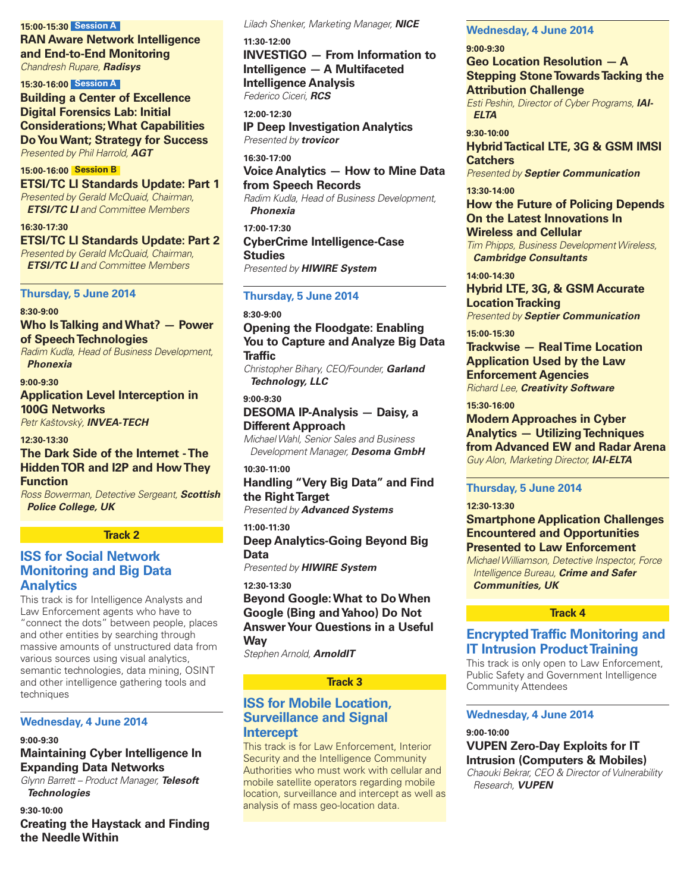15:00-15:30 **Session A**

**RAN Aware Network Intelligence and End-to-End Monitoring**

*Chandresh Rupare, **Radisys***

15:30-16:00 **Session A**

**Building a Center of Excellence Digital Forensics Lab: Initial Considerations; What Capabilities Do You Want; Strategy for Success**

*Presented by Phil Harrold, **AGT***

15:00-16:00 **Session B**

**ETSI/TC LI Standards Update: Part 1**

*Presented by Gerald McQuaid, Chairman, **ETSI/TC LI** and Committee Members*

16:30-17:30

**ETSI/TC LI Standards Update: Part 2**

*Presented by Gerald McQuaid, Chairman, **ETSI/TC LI** and Committee Members*

### Thursday, 5 June 2014

8:30-9:00

**Who Is Talking and What? — Power of Speech Technologies**

*Radim Kudla, Head of Business Development, **Phonexia***

9:00-9:30

**Application Level Interception in 100G Networks**

*Petr Kaštovský, **INVEA-TECH***

12:30-13:30

**The Dark Side of the Internet - The Hidden TOR and I2P and How They Function**

*Ross Bowerman, Detective Sergeant, **Scottish Police College, UK***

**Track 2**

## ISS for Social Network Monitoring and Big Data Analytics

This track is for Intelligence Analysts and Law Enforcement agents who have to "connect the dots" between people, places and other entities by searching through massive amounts of unstructured data from various sources using visual analytics, semantic technologies, data mining, OSINT and other intelligence gathering tools and techniques

### Wednesday, 4 June 2014

9:00-9:30

**Maintaining Cyber Intelligence In Expanding Data Networks**

*Glynn Barrett – Product Manager, **Telesoft Technologies***

9:30-10:00

**Creating the Haystack and Finding the Needle Within**

*Lilach Shenker, Marketing Manager, **NICE***

11:30-12:00

**INVESTIGO — From Information to Intelligence — A Multifaceted Intelligence Analysis**

*Federico Ciceri, **RCS***

12:00-12:30

**IP Deep Investigation Analytics**

*Presented by **trovicor***

16:30-17:00

**Voice Analytics — How to Mine Data from Speech Records**

*Radim Kudla, Head of Business Development, **Phonexia***

17:00-17:30

**CyberCrime Intelligence-Case Studies**

*Presented by **HIWIRE System***

### Thursday, 5 June 2014

8:30-9:00

**Opening the Floodgate: Enabling You to Capture and Analyze Big Data Traffic**

*Christopher Bihary, CEO/Founder, **Garland Technology, LLC***

9:00-9:30

**DESOMA IP-Analysis — Daisy, a Different Approach**

*Michael Wahl, Senior Sales and Business Development Manager, **Desoma GmbH***

10:30-11:00

**Handling "Very Big Data" and Find the Right Target**

*Presented by **Advanced Systems***

11:00-11:30

**Deep Analytics-Going Beyond Big Data**

*Presented by **HIWIRE System***

12:30-13:30

**Beyond Google: What to Do When Google (Bing and Yahoo) Do Not Answer Your Questions in a Useful Way**

*Stephen Arnold, **ArnoldIT***

**Track 3**

## ISS for Mobile Location, Surveillance and Signal Intercept

This track is for Law Enforcement, Interior Security and the Intelligence Community Authorities who must work with cellular and mobile satellite operators regarding mobile location, surveillance and intercept as well as analysis of mass geo-location data.

### Wednesday, 4 June 2014

9:00-9:30

**Geo Location Resolution — A Stepping Stone Towards Tacking the Attribution Challenge**

*Esti Peshin, Director of Cyber Programs, **IAI-ELTA***

9:30-10:00

**Hybrid Tactical LTE, 3G & GSM IMSI Catchers**

*Presented by **Septier Communication***

13:30-14:00

**How the Future of Policing Depends On the Latest Innovations In Wireless and Cellular**

*Tim Phipps, Business Development Wireless, **Cambridge Consultants***

14:00-14:30

**Hybrid LTE, 3G, & GSM Accurate Location Tracking**

*Presented by **Septier Communication***

15:00-15:30

**Trackwise — Real Time Location Application Used by the Law Enforcement Agencies**

*Richard Lee, **Creativity Software***

15:30-16:00

**Modern Approaches in Cyber Analytics — Utilizing Techniques from Advanced EW and Radar Arena**

*Guy Alon, Marketing Director, **IAI-ELTA***

### Thursday, 5 June 2014

12:30-13:30

**Smartphone Application Challenges Encountered and Opportunities Presented to Law Enforcement**

*Michael Williamson, Detective Inspector, Force Intelligence Bureau, **Crime and Safer Communities, UK***

**Track 4**

## Encrypted Traffic Monitoring and IT Intrusion Product Training

This track is only open to Law Enforcement, Public Safety and Government Intelligence Community Attendees

### Wednesday, 4 June 2014

9:00-10:00

**VUPEN Zero-Day Exploits for IT Intrusion (Computers & Mobiles)**

*Chaouki Bekrar, CEO & Director of Vulnerability Research, **VUPEN***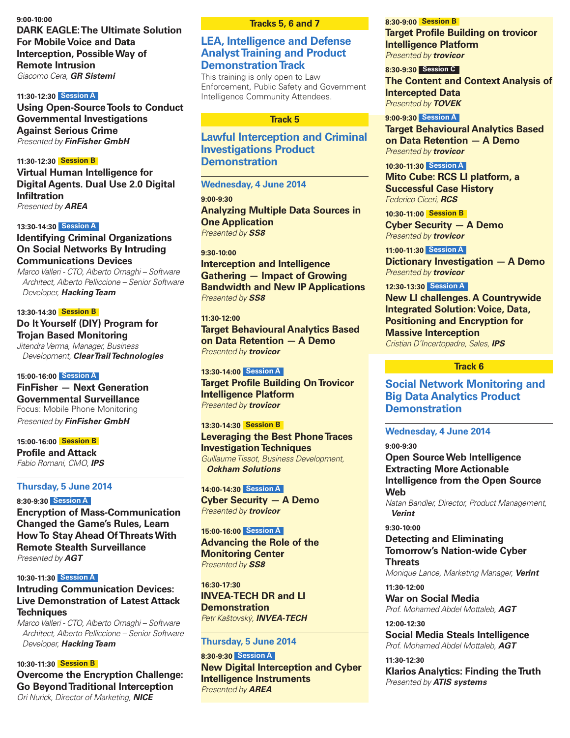**9:00-10:00**
**DARK EAGLE: The Ultimate Solution For Mobile Voice and Data Interception, Possible Way of Remote Intrusion**
*Giacomo Cera, **GR Sistemi***

**11:30-12:30 Session A**
**Using Open-Source Tools to Conduct Governmental Investigations Against Serious Crime**
*Presented by **FinFisher GmbH***

**11:30-12:30 Session B**
**Virtual Human Intelligence for Digital Agents. Dual Use 2.0 Digital Infiltration**
*Presented by **AREA***

**13:30-14:30 Session A**
**Identifying Criminal Organizations On Social Networks By Intruding Communications Devices**
*Marco Valleri - CTO, Alberto Ornaghi – Software Architect, Alberto Pelliccione – Senior Software Developer, **Hacking Team***

**13:30-14:30 Session B**
**Do It Yourself (DIY) Program for Trojan Based Monitoring**
*Jitendra Verma, Manager, Business Development, **ClearTrail Technologies***

**15:00-16:00 Session A**
**FinFisher — Next Generation Governmental Surveillance**
Focus: Mobile Phone Monitoring
*Presented by **FinFisher GmbH***

**15:00-16:00 Session B**
**Profile and Attack**
*Fabio Romani, CMO, **IPS***

### Thursday, 5 June 2014

**8:30-9:30 Session A**
**Encryption of Mass-Communication Changed the Game's Rules, Learn How To Stay Ahead Of Threats With Remote Stealth Surveillance**
*Presented by **AGT***

**10:30-11:30 Session A**
**Intruding Communication Devices: Live Demonstration of Latest Attack Techniques**
*Marco Valleri - CTO, Alberto Ornaghi – Software Architect, Alberto Pelliccione – Senior Software Developer, **Hacking Team***

**10:30-11:30 Session B**
**Overcome the Encryption Challenge: Go Beyond Traditional Interception**
*Ori Nurick, Director of Marketing, **NICE***

## Tracks 5, 6 and 7

## LEA, Intelligence and Defense Analyst Training and Product Demonstration Track

This training is only open to Law Enforcement, Public Safety and Government Intelligence Community Attendees.

## Track 5

## Lawful Interception and Criminal Investigations Product Demonstration

### Wednesday, 4 June 2014

**9:00-9:30**
**Analyzing Multiple Data Sources in One Application**
*Presented by **SS8***

**9:30-10:00**
**Interception and Intelligence Gathering — Impact of Growing Bandwidth and New IP Applications**
*Presented by **SS8***

**11:30-12:00**
**Target Behavioural Analytics Based on Data Retention — A Demo**
*Presented by **trovicor***

**13:30-14:00 Session A**
**Target Profile Building On Trovicor Intelligence Platform**
*Presented by **trovicor***

**13:30-14:30 Session B**
**Leveraging the Best Phone Traces Investigation Techniques**
*Guillaume Tissot, Business Development, **Ockham Solutions***

**14:00-14:30 Session A**
**Cyber Security — A Demo**
*Presented by **trovicor***

**15:00-16:00 Session A**
**Advancing the Role of the Monitoring Center**
*Presented by **SS8***

**16:30-17:30**
**INVEA-TECH DR and LI Demonstration**
*Petr Kaštovský, **INVEA-TECH***

### Thursday, 5 June 2014

**8:30-9:30 Session A**
**New Digital Interception and Cyber Intelligence Instruments**
*Presented by **AREA***

**8:30-9:00 Session B**
**Target Profile Building on trovicor Intelligence Platform**
*Presented by **trovicor***

**8:30-9:30 Session C**
**The Content and Context Analysis of Intercepted Data**
*Presented by **TOVEK***

**9:00-9:30 Session A**
**Target Behavioural Analytics Based on Data Retention — A Demo**
*Presented by **trovicor***

**10:30-11:30 Session A**
**Mito Cube: RCS LI platform, a Successful Case History**
*Federico Ciceri, **RCS***

**10:30-11:00 Session B**
**Cyber Security — A Demo**
*Presented by **trovicor***

**11:00-11:30 Session A**
**Dictionary Investigation — A Demo**
*Presented by **trovicor***

**12:30-13:30 Session A**
**New LI challenges. A Countrywide Integrated Solution: Voice, Data, Positioning and Encryption for Massive Interception**
*Cristian D'Incertopadre, Sales, **IPS***

## Track 6

## Social Network Monitoring and Big Data Analytics Product Demonstration

### Wednesday, 4 June 2014

**9:00-9:30**
**Open Source Web Intelligence Extracting More Actionable Intelligence from the Open Source Web**
*Natan Bandler, Director, Product Management, **Verint***

**9:30-10:00**
**Detecting and Eliminating Tomorrow's Nation-wide Cyber Threats**
*Monique Lance, Marketing Manager, **Verint***

**11:30-12:00**
**War on Social Media**
*Prof. Mohamed Abdel Mottaleb, **AGT***

**12:00-12:30**
**Social Media Steals Intelligence**
*Prof. Mohamed Abdel Mottaleb, **AGT***

**11:30-12:30**
**Klarios Analytics: Finding the Truth**
*Presented by **ATIS systems***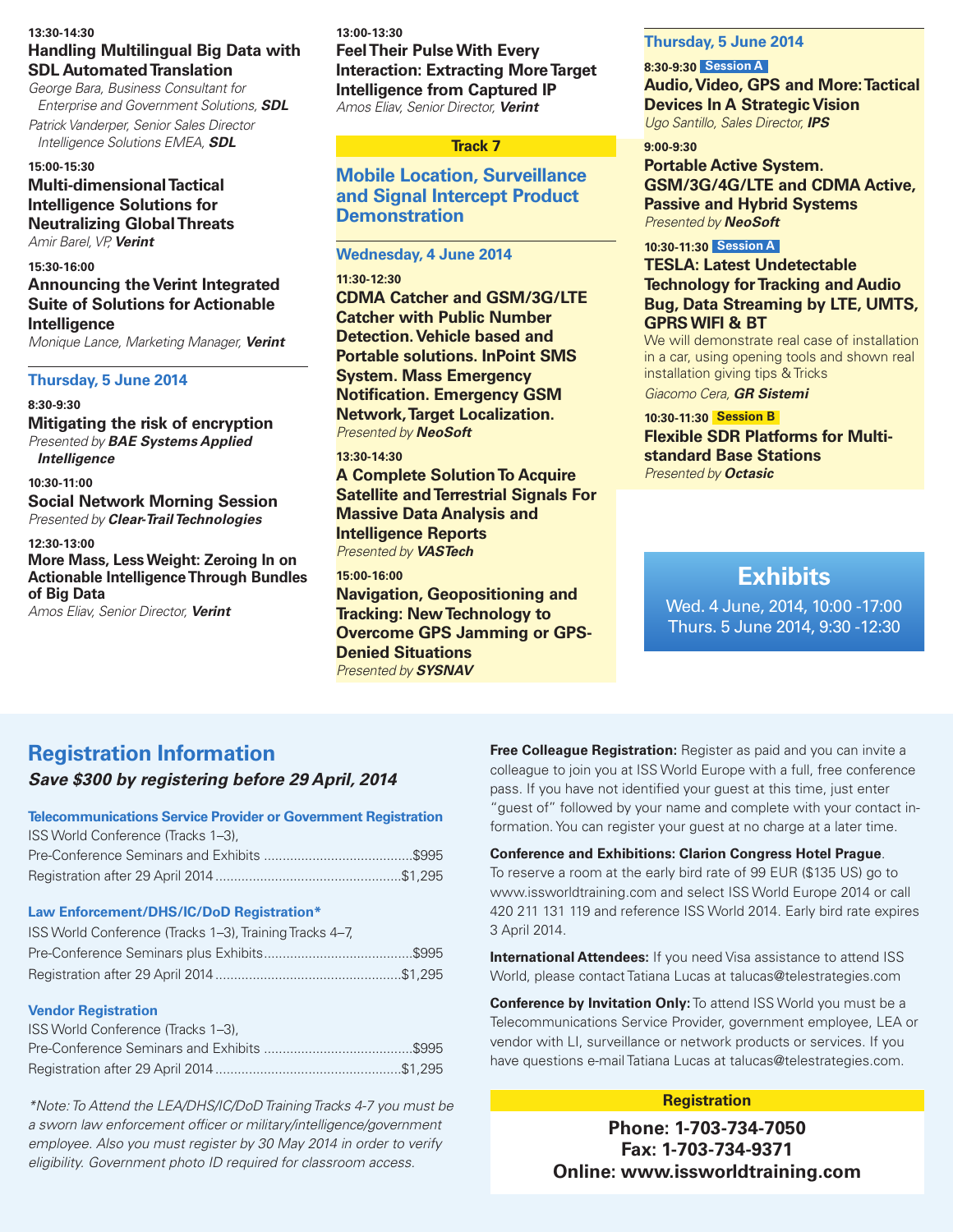**13:30-14:30**

### Handling Multilingual Big Data with SDL Automated Translation

*George Bara, Business Consultant for Enterprise and Government Solutions, **SDL***

*Patrick Vanderper, Senior Sales Director Intelligence Solutions EMEA, **SDL***

**15:00-15:30**

### Multi-dimensional Tactical Intelligence Solutions for Neutralizing Global Threats

*Amir Barel, VP, **Verint***

**15:30-16:00**

### Announcing the Verint Integrated Suite of Solutions for Actionable Intelligence

*Monique Lance, Marketing Manager, **Verint***

## Thursday, 5 June 2014

**8:30-9:30**

### Mitigating the risk of encryption

*Presented by **BAE Systems Applied Intelligence***

**10:30-11:00**

### Social Network Morning Session

*Presented by **Clear-Trail Technologies***

**12:30-13:00**

### More Mass, Less Weight: Zeroing In on Actionable Intelligence Through Bundles of Big Data

*Amos Eliav, Senior Director, **Verint***

**13:00-13:30**

### Feel Their Pulse With Every Interaction: Extracting More Target Intelligence from Captured IP

*Amos Eliav, Senior Director, **Verint***

**Track 7**

## Mobile Location, Surveillance and Signal Intercept Product Demonstration

## Wednesday, 4 June 2014

**11:30-12:30**

### CDMA Catcher and GSM/3G/LTE Catcher with Public Number Detection. Vehicle based and Portable solutions. InPoint SMS System. Mass Emergency Notification. Emergency GSM Network, Target Localization.

*Presented by **NeoSoft***

**13:30-14:30**

### A Complete Solution To Acquire Satellite and Terrestrial Signals For Massive Data Analysis and Intelligence Reports

*Presented by **VASTech***

**15:00-16:00**

### Navigation, Geopositioning and Tracking: New Technology to Overcome GPS Jamming or GPS-Denied Situations

*Presented by **SYSNAV***

## Thursday, 5 June 2014

**8:30-9:30** Session A

### Audio, Video, GPS and More: Tactical Devices In A Strategic Vision

*Ugo Santillo, Sales Director, **IPS***

**9:00-9:30**

### Portable Active System. GSM/3G/4G/LTE and CDMA Active, Passive and Hybrid Systems

*Presented by **NeoSoft***

**10:30-11:30** Session A

### TESLA: Latest Undetectable Technology for Tracking and Audio Bug, Data Streaming by LTE, UMTS, GPRS WIFI & BT

We will demonstrate real case of installation in a car, using opening tools and shown real installation giving tips & Tricks

*Giacomo Cera, **GR Sistemi***

**10:30-11:30** Session B

### Flexible SDR Platforms for Multi-standard Base Stations

*Presented by **Octasic***

## Exhibits

Wed. 4 June, 2014, 10:00 -17:00

Thurs. 5 June 2014, 9:30 -12:30

## Registration Information

***Save $300 by registering before 29 April, 2014***

**Telecommunications Service Provider or Government Registration**

ISS World Conference (Tracks 1–3), Pre-Conference Seminars and Exhibits ........................................$995

Registration after 29 April 2014 ..................................................$1,295

**Law Enforcement/DHS/IC/DoD Registration***

ISS World Conference (Tracks 1–3), Training Tracks 4–7, Pre-Conference Seminars plus Exhibits........................................$995

Registration after 29 April 2014 ..................................................$1,295

**Vendor Registration**

ISS World Conference (Tracks 1–3), Pre-Conference Seminars and Exhibits ........................................$995

Registration after 29 April 2014 ..................................................$1,295

*\*Note: To Attend the LEA/DHS/IC/DoD Training Tracks 4-7 you must be a sworn law enforcement officer or military/intelligence/government employee. Also you must register by 30 May 2014 in order to verify eligibility. Government photo ID required for classroom access.*

**Free Colleague Registration:** Register as paid and you can invite a colleague to join you at ISS World Europe with a full, free conference pass. If you have not identified your guest at this time, just enter "guest of" followed by your name and complete with your contact information. You can register your guest at no charge at a later time.

**Conference and Exhibitions: Clarion Congress Hotel Prague**. To reserve a room at the early bird rate of 99 EUR ($135 US) go to www.issworldtraining.com and select ISS World Europe 2014 or call 420 211 131 119 and reference ISS World 2014. Early bird rate expires 3 April 2014.

**International Attendees:** If you need Visa assistance to attend ISS World, please contact Tatiana Lucas at talucas@telestrategies.com

**Conference by Invitation Only:** To attend ISS World you must be a Telecommunications Service Provider, government employee, LEA or vendor with LI, surveillance or network products or services. If you have questions e-mail Tatiana Lucas at talucas@telestrategies.com.

**Registration**

**Phone: 1-703-734-7050**

**Fax: 1-703-734-9371**

**Online: www.issworldtraining.com**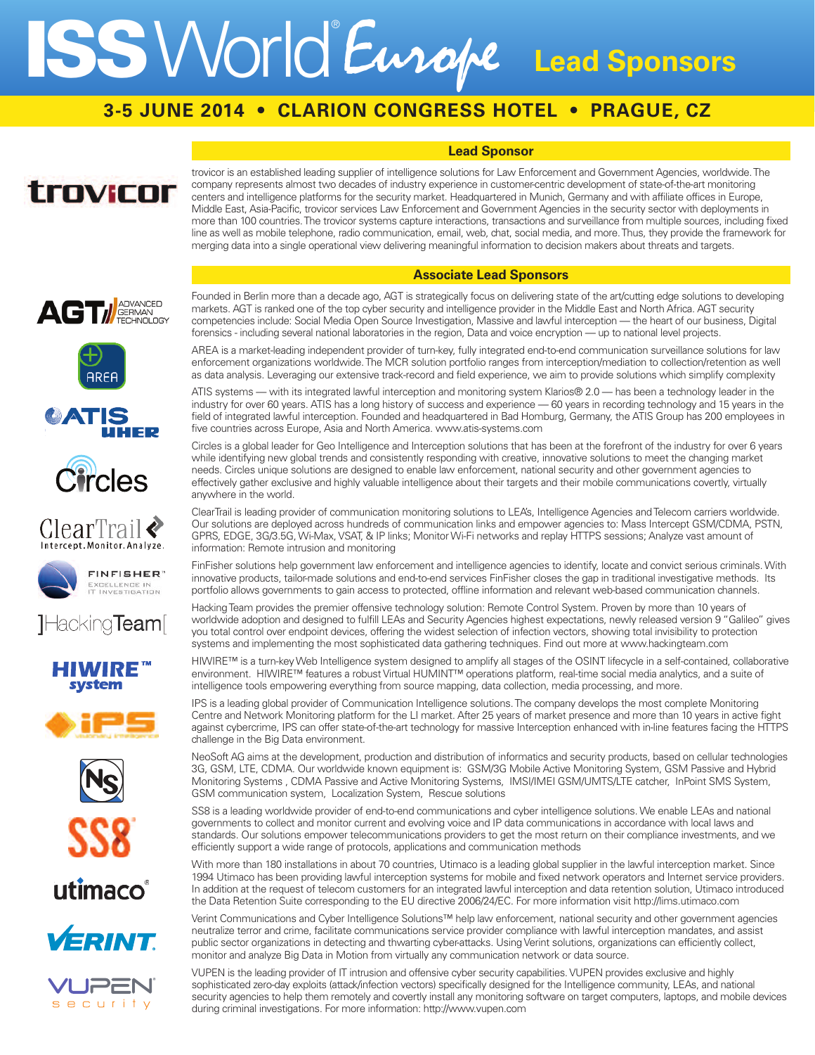# ISS World® Europe Lead Sponsors

## 3-5 JUNE 2014 • CLARION CONGRESS HOTEL • PRAGUE, CZ

### Lead Sponsor

trovicor is an established leading supplier of intelligence solutions for Law Enforcement and Government Agencies, worldwide. The company represents almost two decades of industry experience in customer-centric development of state-of-the-art monitoring centers and intelligence platforms for the security market. Headquartered in Munich, Germany and with affiliate offices in Europe, Middle East, Asia-Pacific, trovicor services Law Enforcement and Government Agencies in the security sector with deployments in more than 100 countries. The trovicor systems capture interactions, transactions and surveillance from multiple sources, including fixed line as well as mobile telephone, radio communication, email, web, chat, social media, and more. Thus, they provide the framework for merging data into a single operational view delivering meaningful information to decision makers about threats and targets.

### Associate Lead Sponsors

Founded in Berlin more than a decade ago, AGT is strategically focus on delivering state of the art/cutting edge solutions to developing markets. AGT is ranked one of the top cyber security and intelligence provider in the Middle East and North Africa. AGT security competencies include: Social Media Open Source Investigation, Massive and lawful interception — the heart of our business, Digital forensics - including several national laboratories in the region, Data and voice encryption — up to national level projects.

AREA is a market-leading independent provider of turn-key, fully integrated end-to-end communication surveillance solutions for law enforcement organizations worldwide. The MCR solution portfolio ranges from interception/mediation to collection/retention as well as data analysis. Leveraging our extensive track-record and field experience, we aim to provide solutions which simplify complexity

ATIS systems — with its integrated lawful interception and monitoring system Klarios® 2.0 — has been a technology leader in the industry for over 60 years. ATIS has a long history of success and experience — 60 years in recording technology and 15 years in the field of integrated lawful interception. Founded and headquartered in Bad Homburg, Germany, the ATIS Group has 200 employees in five countries across Europe, Asia and North America. www.atis-systems.com

Circles is a global leader for Geo Intelligence and Interception solutions that has been at the forefront of the industry for over 6 years while identifying new global trends and consistently responding with creative, innovative solutions to meet the changing market needs. Circles unique solutions are designed to enable law enforcement, national security and other government agencies to effectively gather exclusive and highly valuable intelligence about their targets and their mobile communications covertly, virtually anywhere in the world.

ClearTrail is leading provider of communication monitoring solutions to LEA's, Intelligence Agencies and Telecom carriers worldwide. Our solutions are deployed across hundreds of communication links and empower agencies to: Mass Intercept GSM/CDMA, PSTN, GPRS, EDGE, 3G/3.5G, Wi-Max, VSAT, & IP links; Monitor Wi-Fi networks and replay HTTPS sessions; Analyze vast amount of information: Remote intrusion and monitoring

FinFisher solutions help government law enforcement and intelligence agencies to identify, locate and convict serious criminals. With innovative products, tailor-made solutions and end-to-end services FinFisher closes the gap in traditional investigative methods. Its portfolio allows governments to gain access to protected, offline information and relevant web-based communication channels.

Hacking Team provides the premier offensive technology solution: Remote Control System. Proven by more than 10 years of worldwide adoption and designed to fulfill LEAs and Security Agencies highest expectations, newly released version 9 "Galileo" gives you total control over endpoint devices, offering the widest selection of infection vectors, showing total invisibility to protection systems and implementing the most sophisticated data gathering techniques. Find out more at www.hackingteam.com

HIWIRE™ is a turn-key Web Intelligence system designed to amplify all stages of the OSINT lifecycle in a self-contained, collaborative environment. HIWIRE™ features a robust Virtual HUMINT™ operations platform, real-time social media analytics, and a suite of intelligence tools empowering everything from source mapping, data collection, media processing, and more.

IPS is a leading global provider of Communication Intelligence solutions. The company develops the most complete Monitoring Centre and Network Monitoring platform for the LI market. After 25 years of market presence and more than 10 years in active fight against cybercrime, IPS can offer state-of-the-art technology for massive Interception enhanced with in-line features facing the HTTPS challenge in the Big Data environment.

NeoSoft AG aims at the development, production and distribution of informatics and security products, based on cellular technologies 3G, GSM, LTE, CDMA. Our worldwide known equipment is: GSM/3G Mobile Active Monitoring System, GSM Passive and Hybrid Monitoring Systems , CDMA Passive and Active Monitoring Systems, IMSI/IMEI GSM/UMTS/LTE catcher, InPoint SMS System, GSM communication system, Localization System, Rescue solutions

SS8 is a leading worldwide provider of end-to-end communications and cyber intelligence solutions. We enable LEAs and national governments to collect and monitor current and evolving voice and IP data communications in accordance with local laws and standards. Our solutions empower telecommunications providers to get the most return on their compliance investments, and we efficiently support a wide range of protocols, applications and communication methods

With more than 180 installations in about 70 countries, Utimaco is a leading global supplier in the lawful interception market. Since 1994 Utimaco has been providing lawful interception systems for mobile and fixed network operators and Internet service providers. In addition at the request of telecom customers for an integrated lawful interception and data retention solution, Utimaco introduced the Data Retention Suite corresponding to the EU directive 2006/24/EC. For more information visit http://lims.utimaco.com

Verint Communications and Cyber Intelligence Solutions™ help law enforcement, national security and other government agencies neutralize terror and crime, facilitate communications service provider compliance with lawful interception mandates, and assist public sector organizations in detecting and thwarting cyber-attacks. Using Verint solutions, organizations can efficiently collect, monitor and analyze Big Data in Motion from virtually any communication network or data source.

VUPEN is the leading provider of IT intrusion and offensive cyber security capabilities. VUPEN provides exclusive and highly sophisticated zero-day exploits (attack/infection vectors) specifically designed for the Intelligence community, LEAs, and national security agencies to help them remotely and covertly install any monitoring software on target computers, laptops, and mobile devices during criminal investigations. For more information: http://www.vupen.com